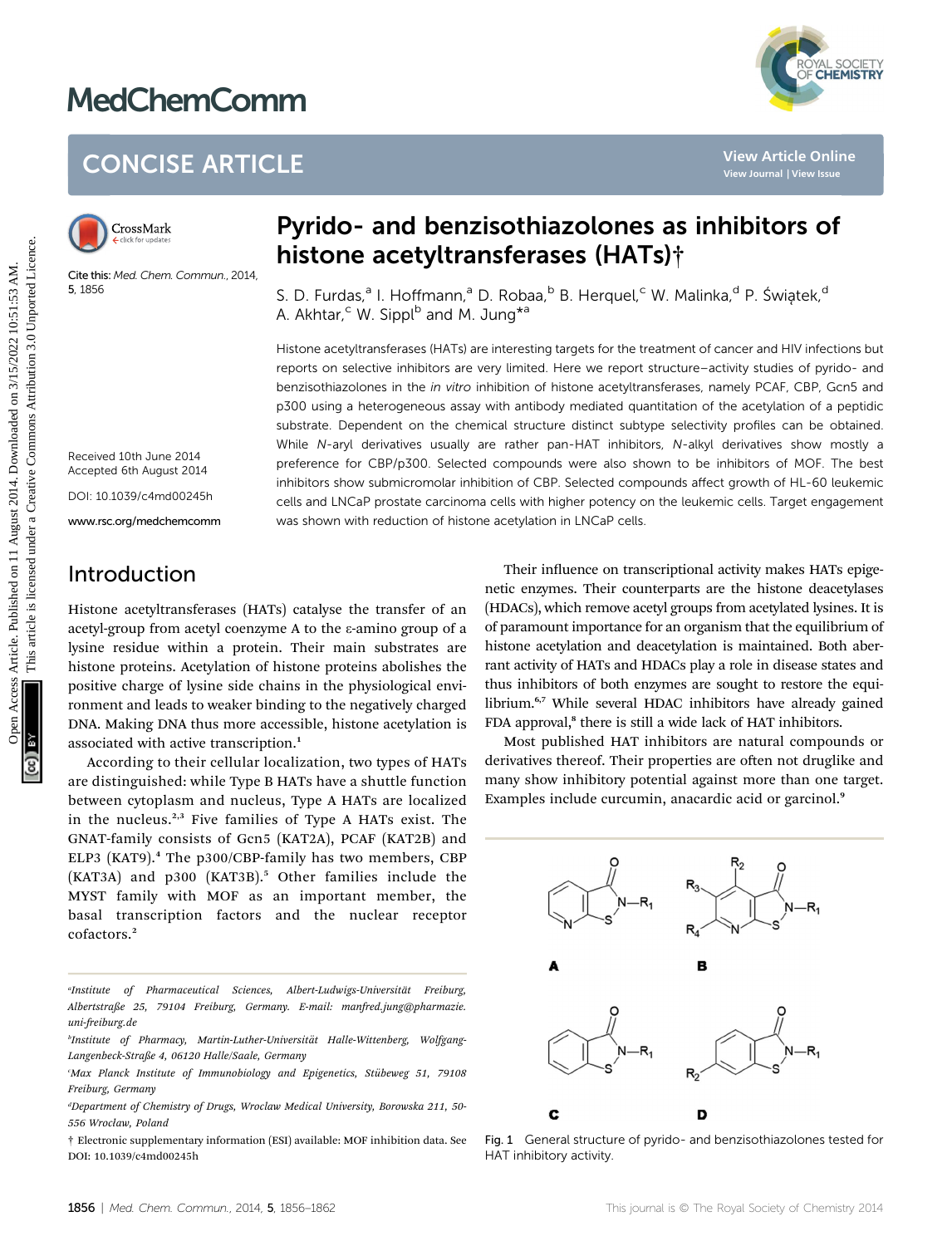# Pyrido- and benzisothiazolones as inhibitors of histone acetyltransferases (HATs)†

Cite this: *Med. Chem. Commun.*, 2014, 5, 1856

S. D. Furdas,[a] I. Hoffmann,[a] D. Robaa,[b] B. Herquel,[c] W. Malinka,[d] P. Świątek,[d] A. Akhtar,[c] W. Sippl[b] and M. Jung*[a]

Received 10th June 2014
Accepted 6th August 2014

DOI: 10.1039/c4md00245h

www.rsc.org/medchemcomm

Histone acetyltransferases (HATs) are interesting targets for the treatment of cancer and HIV infections but reports on selective inhibitors are very limited. Here we report structure–activity studies of pyrido- and benzisothiazolones in the *in vitro* inhibition of histone acetyltransferases, namely PCAF, CBP, Gcn5 and p300 using a heterogeneous assay with antibody mediated quantitation of the acetylation of a peptidic substrate. Dependent on the chemical structure distinct subtype selectivity profiles can be obtained. While *N*-aryl derivatives usually are rather pan-HAT inhibitors, *N*-alkyl derivatives show mostly a preference for CBP/p300. Selected compounds were also shown to be inhibitors of MOF. The best inhibitors show submicromolar inhibition of CBP. Selected compounds affect growth of HL-60 leukemic cells and LNCaP prostate carcinoma cells with higher potency on the leukemic cells. Target engagement was shown with reduction of histone acetylation in LNCaP cells.

## Introduction

Histone acetyltransferases (HATs) catalyse the transfer of an acetyl-group from acetyl coenzyme A to the ε-amino group of a lysine residue within a protein. Their main substrates are histone proteins. Acetylation of histone proteins abolishes the positive charge of lysine side chains in the physiological environment and leads to weaker binding to the negatively charged DNA. Making DNA thus more accessible, histone acetylation is associated with active transcription.[1]

According to their cellular localization, two types of HATs are distinguished: while Type B HATs have a shuttle function between cytoplasm and nucleus, Type A HATs are localized in the nucleus.[2,3] Five families of Type A HATs exist. The GNAT-family consists of Gcn5 (KAT2A), PCAF (KAT2B) and ELP3 (KAT9).[4] The p300/CBP-family has two members, CBP (KAT3A) and p300 (KAT3B).[5] Other families include the MYST family with MOF as an important member, the basal transcription factors and the nuclear receptor cofactors.[2]

Their influence on transcriptional activity makes HATs epigenetic enzymes. Their counterparts are the histone deacetylases (HDACs), which remove acetyl groups from acetylated lysines. It is of paramount importance for an organism that the equilibrium of histone acetylation and deacetylation is maintained. Both aberrant activity of HATs and HDACs play a role in disease states and thus inhibitors of both enzymes are sought to restore the equilibrium.[6,7] While several HDAC inhibitors have already gained FDA approval,[8] there is still a wide lack of HAT inhibitors.

Most published HAT inhibitors are natural compounds or derivatives thereof. Their properties are often not druglike and many show inhibitory potential against more than one target. Examples include curcumin, anacardic acid or garcinol.[9]

Fig. 1 General structure of pyrido- and benzisothiazolones tested for HAT inhibitory activity.

[a]Institute of Pharmaceutical Sciences, Albert-Ludwigs-Universität Freiburg, Albertstraße 25, 79104 Freiburg, Germany. E-mail: manfred.jung@pharmazie.uni-freiburg.de

[b]Institute of Pharmacy, Martin-Luther-Universität Halle-Wittenberg, Wolfgang-Langenbeck-Straße 4, 06120 Halle/Saale, Germany

[c]Max Planck Institute of Immunobiology and Epigenetics, Stübeweg 51, 79108 Freiburg, Germany

[d]Department of Chemistry of Drugs, Wroclaw Medical University, Borowska 211, 50-556 Wroclaw, Poland

† Electronic supplementary information (ESI) available: MOF inhibition data. See DOI: 10.1039/c4md00245h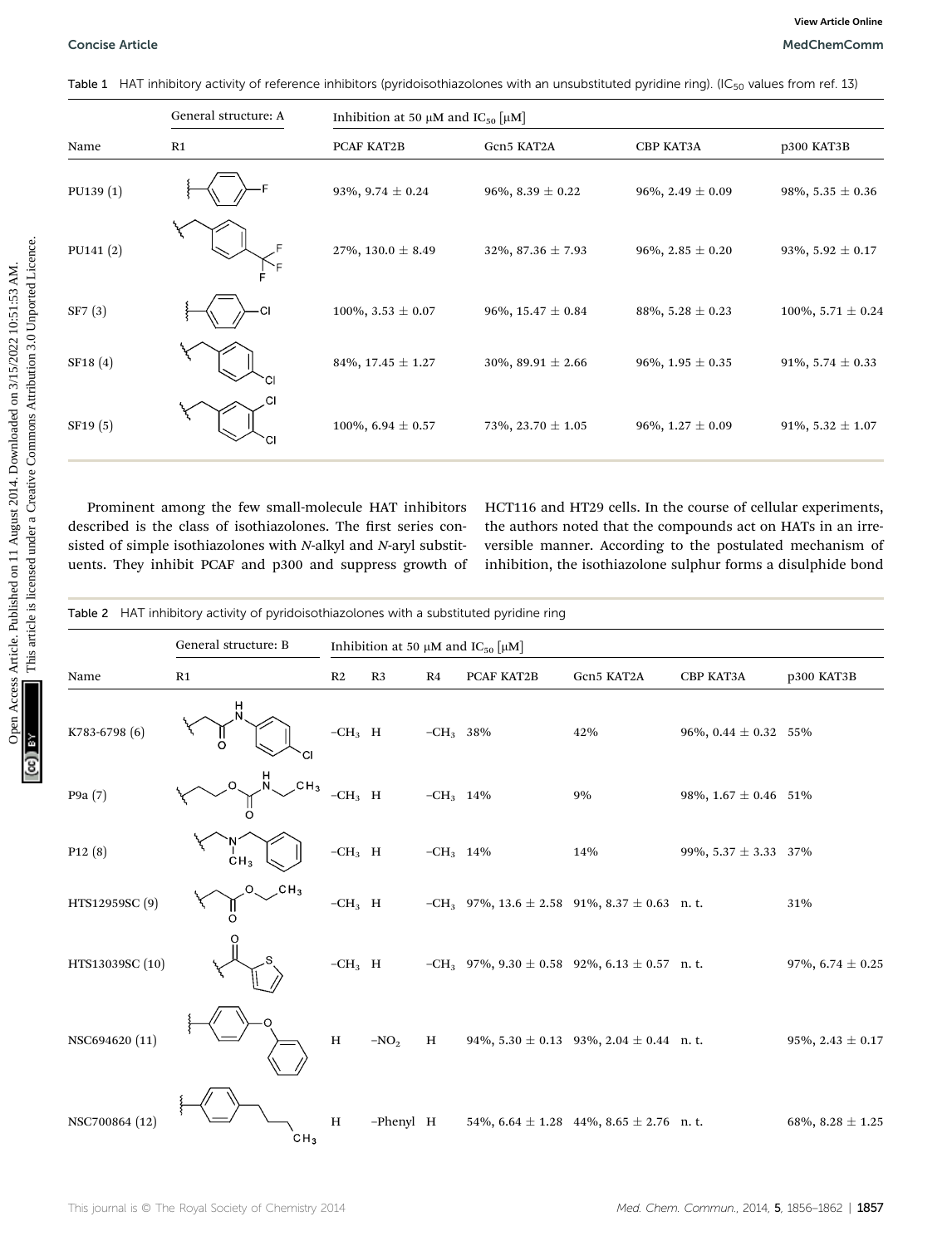Table 1 HAT inhibitory activity of reference inhibitors (pyridoisothiazolones with an unsubstituted pyridine ring). ($IC_{50}$ values from ref. 13)

| | General structure: A | Inhibition at 50 μM and $IC_{50}$ [μM] | | | |
|---|---|---|---|---|---|
| Name | R1 | PCAF KAT2B | Gcn5 KAT2A | CBP KAT3A | p300 KAT3B |
| PU139 (1) | 4-fluorophenyl | 93%, 9.74 ± 0.24 | 96%, 8.39 ± 0.22 | 96%, 2.49 ± 0.09 | 98%, 5.35 ± 0.36 |
| PU141 (2) | 4-(trifluoromethyl)benzyl | 27%, 130.0 ± 8.49 | 32%, 87.36 ± 7.93 | 96%, 2.85 ± 0.20 | 93%, 5.92 ± 0.17 |
| SF7 (3) | 4-chlorophenyl | 100%, 3.53 ± 0.07 | 96%, 15.47 ± 0.84 | 88%, 5.28 ± 0.23 | 100%, 5.71 ± 0.24 |
| SF18 (4) | 4-chlorobenzyl | 84%, 17.45 ± 1.27 | 30%, 89.91 ± 2.66 | 96%, 1.95 ± 0.35 | 91%, 5.74 ± 0.33 |
| SF19 (5) | 3,4-dichlorobenzyl | 100%, 6.94 ± 0.57 | 73%, 23.70 ± 1.05 | 96%, 1.27 ± 0.09 | 91%, 5.32 ± 1.07 |

Prominent among the few small-molecule HAT inhibitors described is the class of isothiazolones. The first series consisted of simple isothiazolones with *N*-alkyl and *N*-aryl substituents. They inhibit PCAF and p300 and suppress growth of HCT116 and HT29 cells. In the course of cellular experiments, the authors noted that the compounds act on HATs in an irreversible manner. According to the postulated mechanism of inhibition, the isothiazolone sulphur forms a disulphide bond

Table 2 HAT inhibitory activity of pyridoisothiazolones with a substituted pyridine ring

| | General structure: B | Inhibition at 50 μM and $IC_{50}$ [μM] | | | | | | |
|---|---|---|---|---|---|---|---|---|
| Name | R1 | R2 | R3 | R4 | PCAF KAT2B | Gcn5 KAT2A | CBP KAT3A | p300 KAT3B |
| K783-6798 (6) | $-CH_2C(O)NH-$(4-chlorophenyl) | $-CH_3$ | H | $-CH_3$ | 38% | 42% | 96%, 0.44 ± 0.32 | 55% |
| P9a (7) | $-CH_2CH_2OC(O)NHCH_2CH_3$ | $-CH_3$ | H | $-CH_3$ | 14% | 9% | 98%, 1.67 ± 0.46 | 51% |
| P12 (8) | $-CH_2N(CH_3)CH_2$-phenyl | $-CH_3$ | H | $-CH_3$ | 14% | 14% | 99%, 5.37 ± 3.33 | 37% |
| HTS12959SC (9) | $-CH_2C(O)OCH_2CH_3$ | $-CH_3$ | H | $-CH_3$ | 97%, 13.6 ± 2.58 | 91%, 8.37 ± 0.63 | n. t. | 31% |
| HTS13039SC (10) | $-C(O)$-2-thienyl | $-CH_3$ | H | $-CH_3$ | 97%, 9.30 ± 0.58 | 92%, 6.13 ± 0.57 | n. t. | 97%, 6.74 ± 0.25 |
| NSC694620 (11) | 4-phenoxyphenyl | H | $-NO_2$ | H | 94%, 5.30 ± 0.13 | 93%, 2.04 ± 0.44 | n. t. | 95%, 2.43 ± 0.17 |
| NSC700864 (12) | 4-propylphenyl | H | –Phenyl | H | 54%, 6.64 ± 1.28 | 44%, 8.65 ± 2.76 | n. t. | 68%, 8.28 ± 1.25 |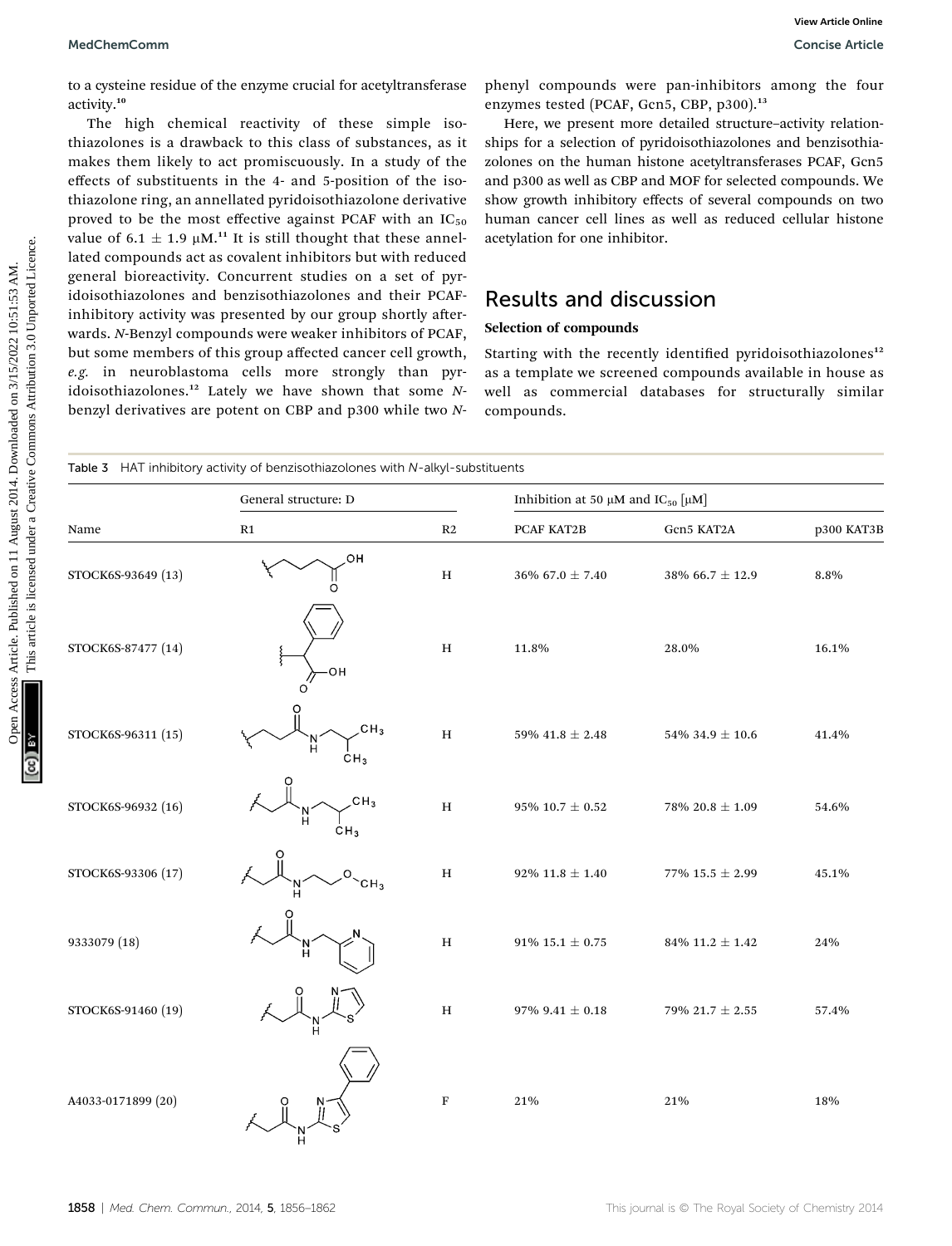to a cysteine residue of the enzyme crucial for acetyltransferase activity.[10]

The high chemical reactivity of these simple isothiazolones is a drawback to this class of substances, as it makes them likely to act promiscuously. In a study of the effects of substituents in the 4- and 5-position of the isothiazolone ring, an annellated pyridoisothiazolone derivative proved to be the most effective against PCAF with an $IC_{50}$ value of 6.1 ± 1.9 μM.[11] It is still thought that these annellated compounds act as covalent inhibitors but with reduced general bioreactivity. Concurrent studies on a set of pyridoisothiazolones and benzisothiazolones and their PCAF-inhibitory activity was presented by our group shortly afterwards. *N*-Benzyl compounds were weaker inhibitors of PCAF, but some members of this group affected cancer cell growth, *e.g.* in neuroblastoma cells more strongly than pyridoisothiazolones.[12] Lately we have shown that some *N*-benzyl derivatives are potent on CBP and p300 while two *N*-phenyl compounds were pan-inhibitors among the four enzymes tested (PCAF, Gcn5, CBP, p300).[13]

Here, we present more detailed structure–activity relationships for a selection of pyridoisothiazolones and benzisothiazolones on the human histone acetyltransferases PCAF, Gcn5 and p300 as well as CBP and MOF for selected compounds. We show growth inhibitory effects of several compounds on two human cancer cell lines as well as reduced cellular histone acetylation for one inhibitor.

## Results and discussion

### Selection of compounds

Starting with the recently identified pyridoisothiazolones[12] as a template we screened compounds available in house as well as commercial databases for structurally similar compounds.

Table 3 HAT inhibitory activity of benzisothiazolones with *N*-alkyl-substituents

| | General structure: D | | Inhibition at 50 μM and $IC_{50}$ [μM] | | |
|---|---|---|---|---|---|
| Name | R1 | R2 | PCAF KAT2B | Gcn5 KAT2A | p300 KAT3B |
| STOCK6S-93649 (13) | $-(CH_2)_3-COOH$ | H | 36% 67.0 ± 7.40 | 38% 66.7 ± 12.9 | 8.8% |
| STOCK6S-87477 (14) | $-CH(Ph)-COOH$ | H | 11.8% | 28.0% | 16.1% |
| STOCK6S-96311 (15) | $-(CH_2)_2-C(O)NH-CH_2CH(CH_3)_2$ | H | 59% 41.8 ± 2.48 | 54% 34.9 ± 10.6 | 41.4% |
| STOCK6S-96932 (16) | $-CH_2-C(O)NH-CH_2CH(CH_3)_2$ | H | 95% 10.7 ± 0.52 | 78% 20.8 ± 1.09 | 54.6% |
| STOCK6S-93306 (17) | $-CH_2-C(O)NH-(CH_2)_2-OCH_3$ | H | 92% 11.8 ± 1.40 | 77% 15.5 ± 2.99 | 45.1% |
| 9333079 (18) | $-CH_2-C(O)NH-CH_2$-(pyridin-2-yl) | H | 91% 15.1 ± 0.75 | 84% 11.2 ± 1.42 | 24% |
| STOCK6S-91460 (19) | $-CH_2-C(O)NH$-(thiazol-2-yl) | H | 97% 9.41 ± 0.18 | 79% 21.7 ± 2.55 | 57.4% |
| A4033-0171899 (20) | $-CH_2-C(O)NH$-(4-phenylthiazol-2-yl) | F | 21% | 21% | 18% |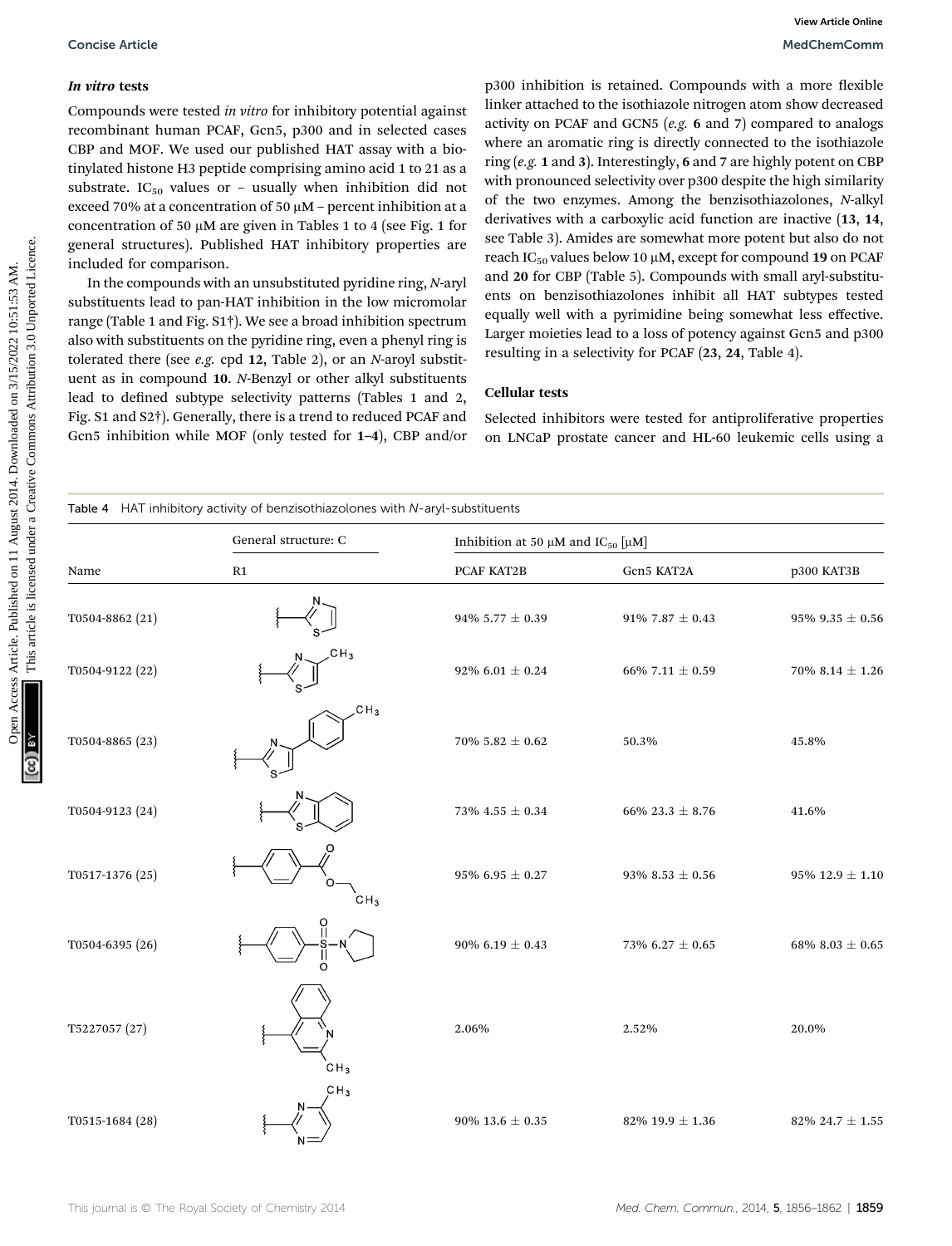### *In vitro* tests

Compounds were tested *in vitro* for inhibitory potential against recombinant human PCAF, Gcn5, p300 and in selected cases CBP and MOF. We used our published HAT assay with a biotinylated histone H3 peptide comprising amino acid 1 to 21 as a substrate. $IC_{50}$ values or – usually when inhibition did not exceed 70% at a concentration of 50 μM – percent inhibition at a concentration of 50 μM are given in Tables 1 to 4 (see Fig. 1 for general structures). Published HAT inhibitory properties are included for comparison.

In the compounds with an unsubstituted pyridine ring, *N*-aryl substituents lead to pan-HAT inhibition in the low micromolar range (Table 1 and Fig. S1†). We see a broad inhibition spectrum also with substituents on the pyridine ring, even a phenyl ring is tolerated there (see *e.g.* cpd **12**, Table 2), or an *N*-aroyl substituent as in compound **10**. *N*-Benzyl or other alkyl substituents lead to defined subtype selectivity patterns (Tables 1 and 2, Fig. S1 and S2†). Generally, there is a trend to reduced PCAF and Gcn5 inhibition while MOF (only tested for **1–4**), CBP and/or p300 inhibition is retained. Compounds with a more flexible linker attached to the isothiazole nitrogen atom show decreased activity on PCAF and GCN5 (*e.g.* **6** and **7**) compared to analogs where an aromatic ring is directly connected to the isothiazole ring (*e.g.* **1** and **3**). Interestingly, **6** and **7** are highly potent on CBP with pronounced selectivity over p300 despite the high similarity of the two enzymes. Among the benzisothiazolones, *N*-alkyl derivatives with a carboxylic acid function are inactive (**13**, **14**, see Table 3). Amides are somewhat more potent but also do not reach $IC_{50}$ values below 10 μM, except for compound **19** on PCAF and **20** for CBP (Table 5). Compounds with small aryl-substituents on benzisothiazolones inhibit all HAT subtypes tested equally well with a pyrimidine being somewhat less effective. Larger moieties lead to a loss of potency against Gcn5 and p300 resulting in a selectivity for PCAF (**23**, **24**, Table 4).

### Cellular tests

Selected inhibitors were tested for antiproliferative properties on LNCaP prostate cancer and HL-60 leukemic cells using a

Table 4 HAT inhibitory activity of benzisothiazolones with *N*-aryl-substituents

| | General structure: C | Inhibition at 50 μM and $IC_{50}$ [μM] | | |
|---|---|---|---|---|
| Name | R1 | PCAF KAT2B | Gcn5 KAT2A | p300 KAT3B |
| T0504-8862 (21) | thiazol-2-yl | 94% 5.77 ± 0.39 | 91% 7.87 ± 0.43 | 95% 9.35 ± 0.56 |
| T0504-9122 (22) | 4-methylthiazol-2-yl | 92% 6.01 ± 0.24 | 66% 7.11 ± 0.59 | 70% 8.14 ± 1.26 |
| T0504-8865 (23) | 4-(4-methylphenyl)thiazol-2-yl | 70% 5.82 ± 0.62 | 50.3% | 45.8% |
| T0504-9123 (24) | benzothiazol-2-yl | 73% 4.55 ± 0.34 | 66% 23.3 ± 8.76 | 41.6% |
| T0517-1376 (25) | 4-(ethoxycarbonyl)phenyl | 95% 6.95 ± 0.27 | 93% 8.53 ± 0.56 | 95% 12.9 ± 1.10 |
| T0504-6395 (26) | 4-(pyrrolidin-1-ylsulfonyl)phenyl | 90% 6.19 ± 0.43 | 73% 6.27 ± 0.65 | 68% 8.03 ± 0.65 |
| T5227057 (27) | 2-methylquinolin-4-yl | 2.06% | 2.52% | 20.0% |
| T0515-1684 (28) | 4-methylpyrimidin-2-yl | 90% 13.6 ± 0.35 | 82% 19.9 ± 1.36 | 82% 24.7 ± 1.55 |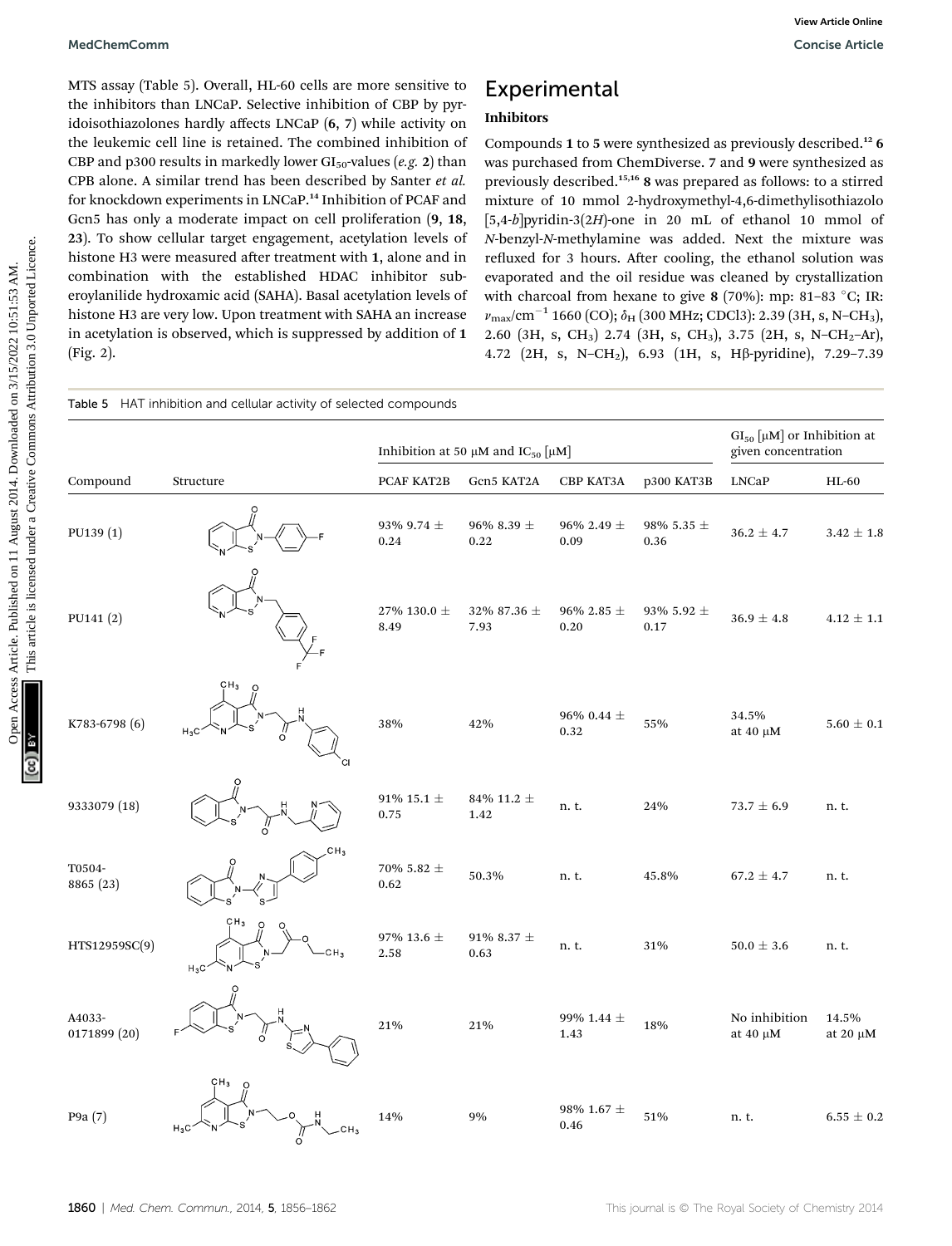MTS assay (Table 5). Overall, HL-60 cells are more sensitive to the inhibitors than LNCaP. Selective inhibition of CBP by pyridoisothiazolones hardly affects LNCaP (**6**, **7**) while activity on the leukemic cell line is retained. The combined inhibition of CBP and p300 results in markedly lower $GI_{50}$-values (*e.g.* **2**) than CPB alone. A similar trend has been described by Santer *et al.* for knockdown experiments in LNCaP.[14] Inhibition of PCAF and Gcn5 has only a moderate impact on cell proliferation (**9**, **18**, **23**). To show cellular target engagement, acetylation levels of histone H3 were measured after treatment with **1**, alone and in combination with the established HDAC inhibitor suberoylanilide hydroxamic acid (SAHA). Basal acetylation levels of histone H3 are very low. Upon treatment with SAHA an increase in acetylation is observed, which is suppressed by addition of **1** (Fig. 2).

## Experimental

### Inhibitors

Compounds **1** to **5** were synthesized as previously described.[12] **6** was purchased from ChemDiverse. **7** and **9** were synthesized as previously described.[15,16] **8** was prepared as follows: to a stirred mixture of 10 mmol 2-hydroxymethyl-4,6-dimethylisothiazolo [5,4-*b*]pyridin-3(2*H*)-one in 20 mL of ethanol 10 mmol of *N*-benzyl-*N*-methylamine was added. Next the mixture was refluxed for 3 hours. After cooling, the ethanol solution was evaporated and the oil residue was cleaned by crystallization with charcoal from hexane to give **8** (70%): mp: 81–83 °C; IR: $\nu_{max}$/cm$^{-1}$ 1660 (CO); $\delta_H$ (300 MHz; CDCl3): 2.39 (3H, s, N–$CH_3$), 2.60 (3H, s, $CH_3$) 2.74 (3H, s, $CH_3$), 3.75 (2H, s, N–$CH_2$–Ar), 4.72 (2H, s, N–$CH_2$), 6.93 (1H, s, Hβ-pyridine), 7.29–7.39

Table 5 HAT inhibition and cellular activity of selected compounds

| Compound | Structure | Inhibition at 50 μM and $IC_{50}$ [μM] | | | | $GI_{50}$ [μM] or Inhibition at given concentration | |
|---|---|---|---|---|---|---|---|
| | | PCAF KAT2B | Gcn5 KAT2A | CBP KAT3A | p300 KAT3B | LNCaP | HL-60 |
| PU139 (1) | | 93% 9.74 ± 0.24 | 96% 8.39 ± 0.22 | 96% 2.49 ± 0.09 | 98% 5.35 ± 0.36 | 36.2 ± 4.7 | 3.42 ± 1.8 |
| PU141 (2) | | 27% 130.0 ± 8.49 | 32% 87.36 ± 7.93 | 96% 2.85 ± 0.20 | 93% 5.92 ± 0.17 | 36.9 ± 4.8 | 4.12 ± 1.1 |
| K783-6798 (6) | | 38% | 42% | 96% 0.44 ± 0.32 | 55% | 34.5% at 40 μM | 5.60 ± 0.1 |
| 9333079 (18) | | 91% 15.1 ± 0.75 | 84% 11.2 ± 1.42 | n. t. | 24% | 73.7 ± 6.9 | n. t. |
| T0504-8865 (23) | | 70% 5.82 ± 0.62 | 50.3% | n. t. | 45.8% | 67.2 ± 4.7 | n. t. |
| HTS12959SC(9) | | 97% 13.6 ± 2.58 | 91% 8.37 ± 0.63 | n. t. | 31% | 50.0 ± 3.6 | n. t. |
| A4033-0171899 (20) | | 21% | 21% | 99% 1.44 ± 1.43 | 18% | No inhibition at 40 μM | 14.5% at 20 μM |
| P9a (7) | | 14% | 9% | 98% 1.67 ± 0.46 | 51% | n. t. | 6.55 ± 0.2 |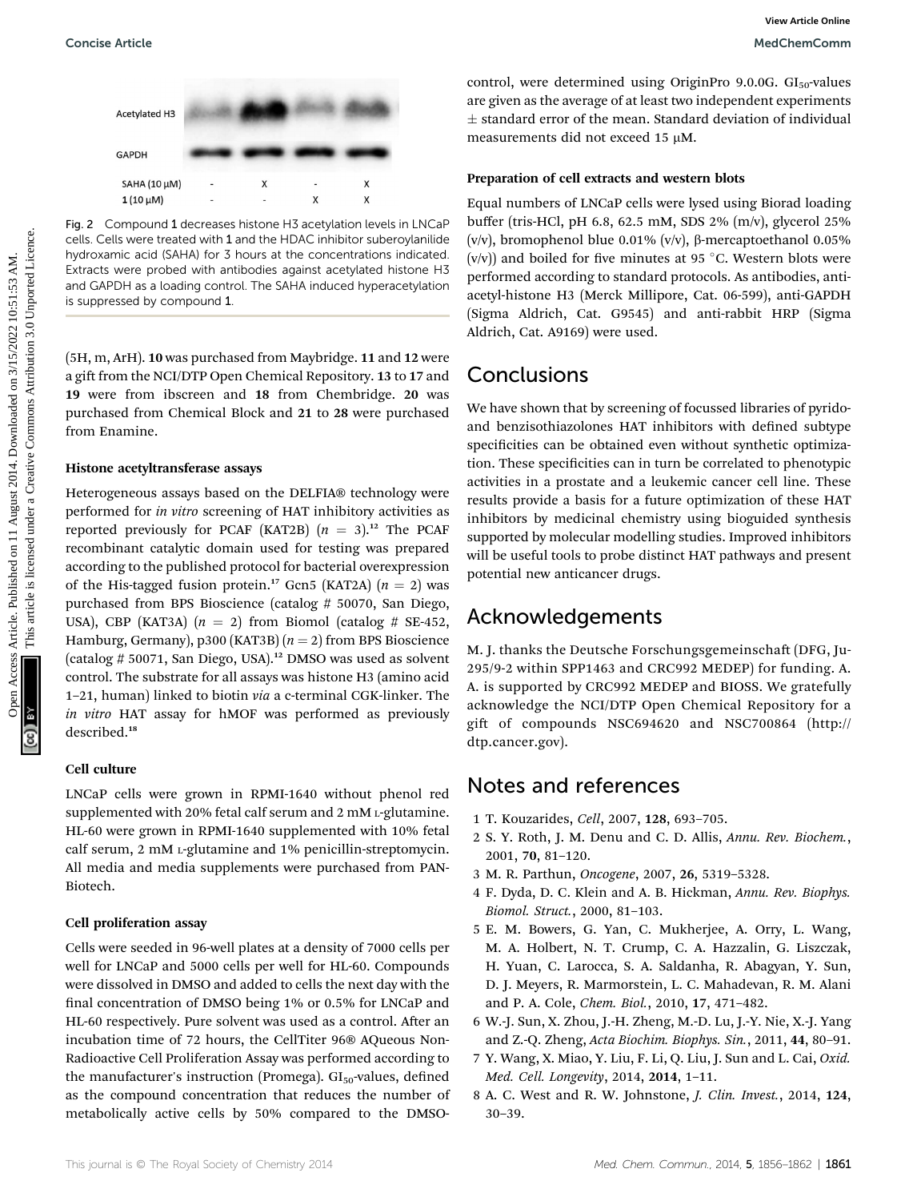Fig. 2 Compound **1** decreases histone H3 acetylation levels in LNCaP cells. Cells were treated with **1** and the HDAC inhibitor suberoylanilide hydroxamic acid (SAHA) for 3 hours at the concentrations indicated. Extracts were probed with antibodies against acetylated histone H3 and GAPDH as a loading control. The SAHA induced hyperacetylation is suppressed by compound **1**.

(5H, m, ArH). **10** was purchased from Maybridge. **11** and **12** were a gift from the NCI/DTP Open Chemical Repository. **13** to **17** and **19** were from ibscreen and **18** from Chembridge. **20** was purchased from Chemical Block and **21** to **28** were purchased from Enamine.

### Histone acetyltransferase assays

Heterogeneous assays based on the DELFIA® technology were performed for *in vitro* screening of HAT inhibitory activities as reported previously for PCAF (KAT2B) ($n$ = 3).[12] The PCAF recombinant catalytic domain used for testing was prepared according to the published protocol for bacterial overexpression of the His-tagged fusion protein.[17] Gcn5 (KAT2A) ($n$ = 2) was purchased from BPS Bioscience (catalog # 50070, San Diego, USA), CBP (KAT3A) ($n$ = 2) from Biomol (catalog # SE-452, Hamburg, Germany), p300 (KAT3B) ($n$ = 2) from BPS Bioscience (catalog # 50071, San Diego, USA).[12] DMSO was used as solvent control. The substrate for all assays was histone H3 (amino acid 1–21, human) linked to biotin *via* a c-terminal CGK-linker. The *in vitro* HAT assay for hMOF was performed as previously described.[18]

### Cell culture

LNCaP cells were grown in RPMI-1640 without phenol red supplemented with 20% fetal calf serum and 2 mM L-glutamine. HL-60 were grown in RPMI-1640 supplemented with 10% fetal calf serum, 2 mM L-glutamine and 1% penicillin-streptomycin. All media and media supplements were purchased from PAN-Biotech.

### Cell proliferation assay

Cells were seeded in 96-well plates at a density of 7000 cells per well for LNCaP and 5000 cells per well for HL-60. Compounds were dissolved in DMSO and added to cells the next day with the final concentration of DMSO being 1% or 0.5% for LNCaP and HL-60 respectively. Pure solvent was used as a control. After an incubation time of 72 hours, the CellTiter 96® AQueous Non-Radioactive Cell Proliferation Assay was performed according to the manufacturer's instruction (Promega). $GI_{50}$-values, defined as the compound concentration that reduces the number of metabolically active cells by 50% compared to the DMSO-control, were determined using OriginPro 9.0.0G. $GI_{50}$-values are given as the average of at least two independent experiments ± standard error of the mean. Standard deviation of individual measurements did not exceed 15 μM.

### Preparation of cell extracts and western blots

Equal numbers of LNCaP cells were lysed using Biorad loading buffer (tris-HCl, pH 6.8, 62.5 mM, SDS 2% (m/v), glycerol 25% (v/v), bromophenol blue 0.01% (v/v), β-mercaptoethanol 0.05% (v/v)) and boiled for five minutes at 95 °C. Western blots were performed according to standard protocols. As antibodies, anti-acetyl-histone H3 (Merck Millipore, Cat. 06-599), anti-GAPDH (Sigma Aldrich, Cat. G9545) and anti-rabbit HRP (Sigma Aldrich, Cat. A9169) were used.

## Conclusions

We have shown that by screening of focussed libraries of pyrido- and benzisothiazolones HAT inhibitors with defined subtype specificities can be obtained even without synthetic optimization. These specificities can in turn be correlated to phenotypic activities in a prostate and a leukemic cancer cell line. These results provide a basis for a future optimization of these HAT inhibitors by medicinal chemistry using bioguided synthesis supported by molecular modelling studies. Improved inhibitors will be useful tools to probe distinct HAT pathways and present potential new anticancer drugs.

## Acknowledgements

M. J. thanks the Deutsche Forschungsgemeinschaft (DFG, Ju-295/9-2 within SPP1463 and CRC992 MEDEP) for funding. A. A. is supported by CRC992 MEDEP and BIOSS. We gratefully acknowledge the NCI/DTP Open Chemical Repository for a gift of compounds NSC694620 and NSC700864 (http://dtp.cancer.gov).

## Notes and references

1. T. Kouzarides, *Cell*, 2007, **128**, 693–705.
2. S. Y. Roth, J. M. Denu and C. D. Allis, *Annu. Rev. Biochem.*, 2001, **70**, 81–120.
3. M. R. Parthun, *Oncogene*, 2007, **26**, 5319–5328.
4. F. Dyda, D. C. Klein and A. B. Hickman, *Annu. Rev. Biophys. Biomol. Struct.*, 2000, 81–103.
5. E. M. Bowers, G. Yan, C. Mukherjee, A. Orry, L. Wang, M. A. Holbert, N. T. Crump, C. A. Hazzalin, G. Liszczak, H. Yuan, C. Larocca, S. A. Saldanha, R. Abagyan, Y. Sun, D. J. Meyers, R. Marmorstein, L. C. Mahadevan, R. M. Alani and P. A. Cole, *Chem. Biol.*, 2010, **17**, 471–482.
6. W.-J. Sun, X. Zhou, J.-H. Zheng, M.-D. Lu, J.-Y. Nie, X.-J. Yang and Z.-Q. Zheng, *Acta Biochim. Biophys. Sin.*, 2011, **44**, 80–91.
7. Y. Wang, X. Miao, Y. Liu, F. Li, Q. Liu, J. Sun and L. Cai, *Oxid. Med. Cell. Longevity*, 2014, **2014**, 1–11.
8. A. C. West and R. W. Johnstone, *J. Clin. Invest.*, 2014, **124**, 30–39.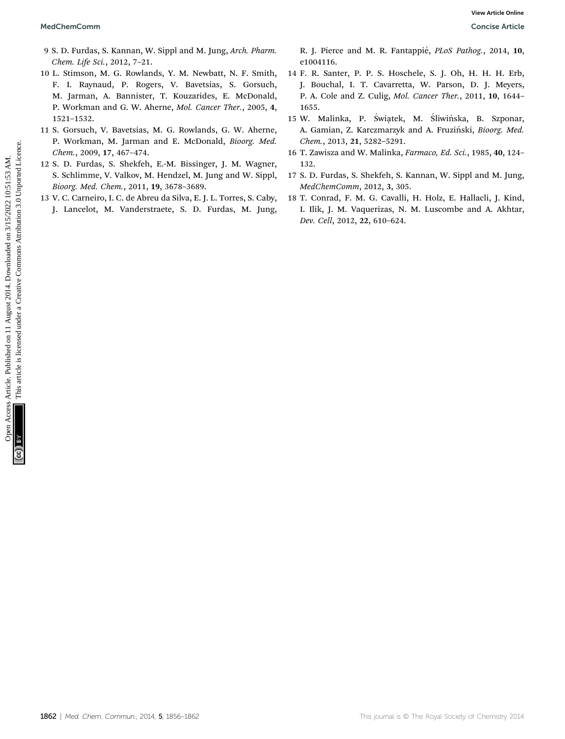9 S. D. Furdas, S. Kannan, W. Sippl and M. Jung, *Arch. Pharm. Chem. Life Sci.*, 2012, 7–21.

10 L. Stimson, M. G. Rowlands, Y. M. Newbatt, N. F. Smith, F. I. Raynaud, P. Rogers, V. Bavetsias, S. Gorsuch, M. Jarman, A. Bannister, T. Kouzarides, E. McDonald, P. Workman and G. W. Aherne, *Mol. Cancer Ther.*, 2005, **4**, 1521–1532.

11 S. Gorsuch, V. Bavetsias, M. G. Rowlands, G. W. Aherne, P. Workman, M. Jarman and E. McDonald, *Bioorg. Med. Chem.*, 2009, **17**, 467–474.

12 S. D. Furdas, S. Shekfeh, E.-M. Bissinger, J. M. Wagner, S. Schlimme, V. Valkov, M. Hendzel, M. Jung and W. Sippl, *Bioorg. Med. Chem.*, 2011, **19**, 3678–3689.

13 V. C. Carneiro, I. C. de Abreu da Silva, E. J. L. Torres, S. Caby, J. Lancelot, M. Vanderstraete, S. D. Furdas, M. Jung, R. J. Pierce and M. R. Fantappié, *PLoS Pathog.*, 2014, **10**, e1004116.

14 F. R. Santer, P. P. S. Hoschele, S. J. Oh, H. H. H. Erb, J. Bouchal, I. T. Cavarretta, W. Parson, D. J. Meyers, P. A. Cole and Z. Culig, *Mol. Cancer Ther.*, 2011, **10**, 1644–1655.

15 W. Malinka, P. Świątek, M. Śliwińska, B. Szponar, A. Gamian, Z. Karczmarzyk and A. Fruziński, *Bioorg. Med. Chem.*, 2013, **21**, 5282–5291.

16 T. Zawisza and W. Malinka, *Farmaco, Ed. Sci.*, 1985, **40**, 124–132.

17 S. D. Furdas, S. Shekfeh, S. Kannan, W. Sippl and M. Jung, *MedChemComm*, 2012, **3**, 305.

18 T. Conrad, F. M. G. Cavalli, H. Holz, E. Hallacli, J. Kind, I. Ilik, J. M. Vaquerizas, N. M. Luscombe and A. Akhtar, *Dev. Cell*, 2012, **22**, 610–624.